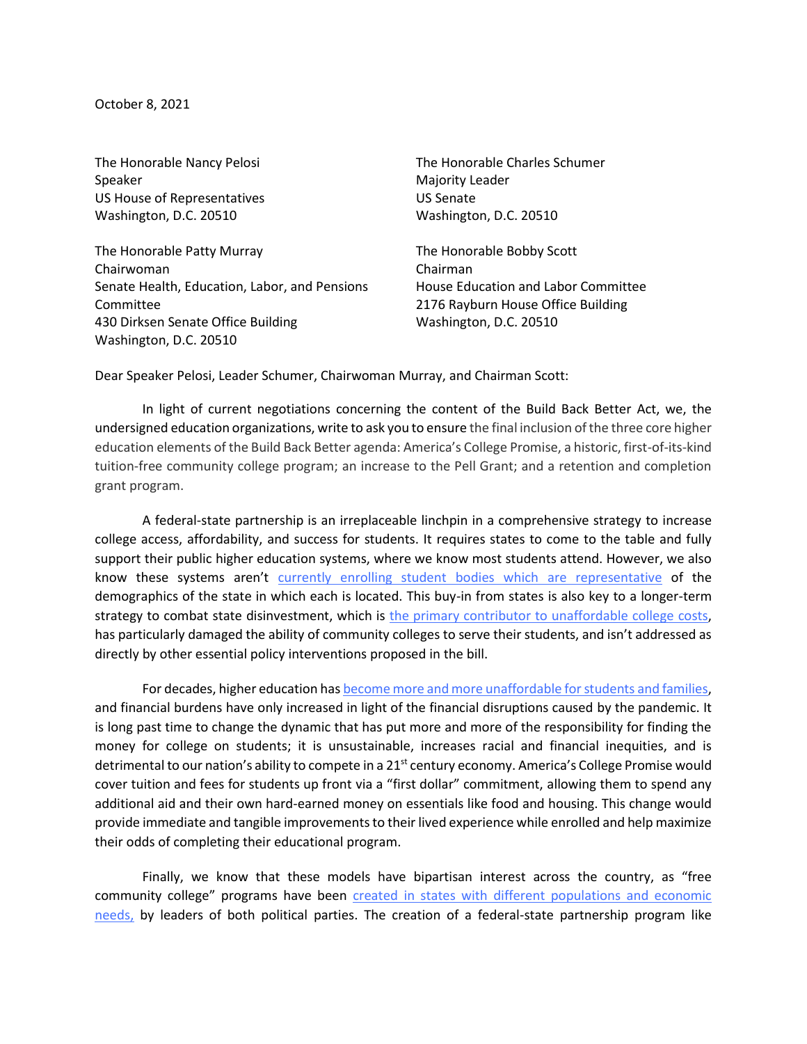October 8, 2021

The Honorable Nancy Pelosi
Speaker
US House of Representatives
Washington, D.C. 20510

The Honorable Charles Schumer
Majority Leader
US Senate
Washington, D.C. 20510

The Honorable Patty Murray
Chairwoman
Senate Health, Education, Labor, and Pensions Committee
430 Dirksen Senate Office Building
Washington, D.C. 20510

The Honorable Bobby Scott
Chairman
House Education and Labor Committee
2176 Rayburn House Office Building
Washington, D.C. 20510

Dear Speaker Pelosi, Leader Schumer, Chairwoman Murray, and Chairman Scott:

In light of current negotiations concerning the content of the Build Back Better Act, we, the undersigned education organizations, write to ask you to ensure the final inclusion of the three core higher education elements of the Build Back Better agenda: America's College Promise, a historic, first-of-its-kind tuition-free community college program; an increase to the Pell Grant; and a retention and completion grant program.

A federal-state partnership is an irreplaceable linchpin in a comprehensive strategy to increase college access, affordability, and success for students. It requires states to come to the table and fully support their public higher education systems, where we know most students attend. However, we also know these systems aren't currently enrolling student bodies which are representative of the demographics of the state in which each is located. This buy-in from states is also key to a longer-term strategy to combat state disinvestment, which is the primary contributor to unaffordable college costs, has particularly damaged the ability of community colleges to serve their students, and isn't addressed as directly by other essential policy interventions proposed in the bill.

For decades, higher education has become more and more unaffordable for students and families, and financial burdens have only increased in light of the financial disruptions caused by the pandemic. It is long past time to change the dynamic that has put more and more of the responsibility for finding the money for college on students; it is unsustainable, increases racial and financial inequities, and is detrimental to our nation's ability to compete in a 21st century economy. America's College Promise would cover tuition and fees for students up front via a "first dollar" commitment, allowing them to spend any additional aid and their own hard-earned money on essentials like food and housing. This change would provide immediate and tangible improvements to their lived experience while enrolled and help maximize their odds of completing their educational program.

Finally, we know that these models have bipartisan interest across the country, as "free community college" programs have been created in states with different populations and economic needs, by leaders of both political parties. The creation of a federal-state partnership program like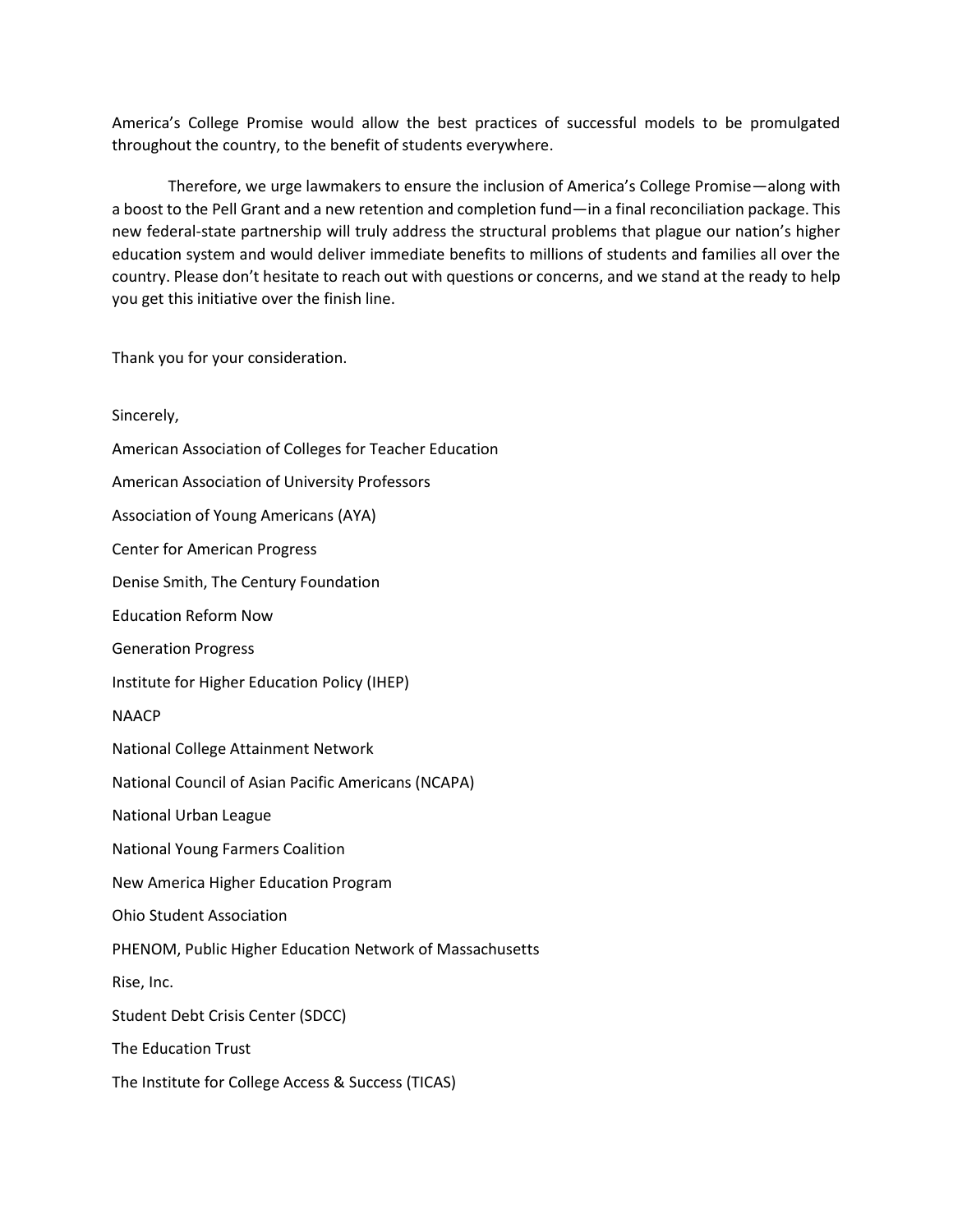America's College Promise would allow the best practices of successful models to be promulgated throughout the country, to the benefit of students everywhere.

Therefore, we urge lawmakers to ensure the inclusion of America's College Promise—along with a boost to the Pell Grant and a new retention and completion fund—in a final reconciliation package. This new federal-state partnership will truly address the structural problems that plague our nation's higher education system and would deliver immediate benefits to millions of students and families all over the country. Please don't hesitate to reach out with questions or concerns, and we stand at the ready to help you get this initiative over the finish line.

Thank you for your consideration.

Sincerely,

American Association of Colleges for Teacher Education

American Association of University Professors

Association of Young Americans (AYA)

Center for American Progress

Denise Smith, The Century Foundation

Education Reform Now

Generation Progress

Institute for Higher Education Policy (IHEP)

NAACP

National College Attainment Network

National Council of Asian Pacific Americans (NCAPA)

National Urban League

National Young Farmers Coalition

New America Higher Education Program

Ohio Student Association

PHENOM, Public Higher Education Network of Massachusetts

Rise, Inc.

Student Debt Crisis Center (SDCC)

The Education Trust

The Institute for College Access & Success (TICAS)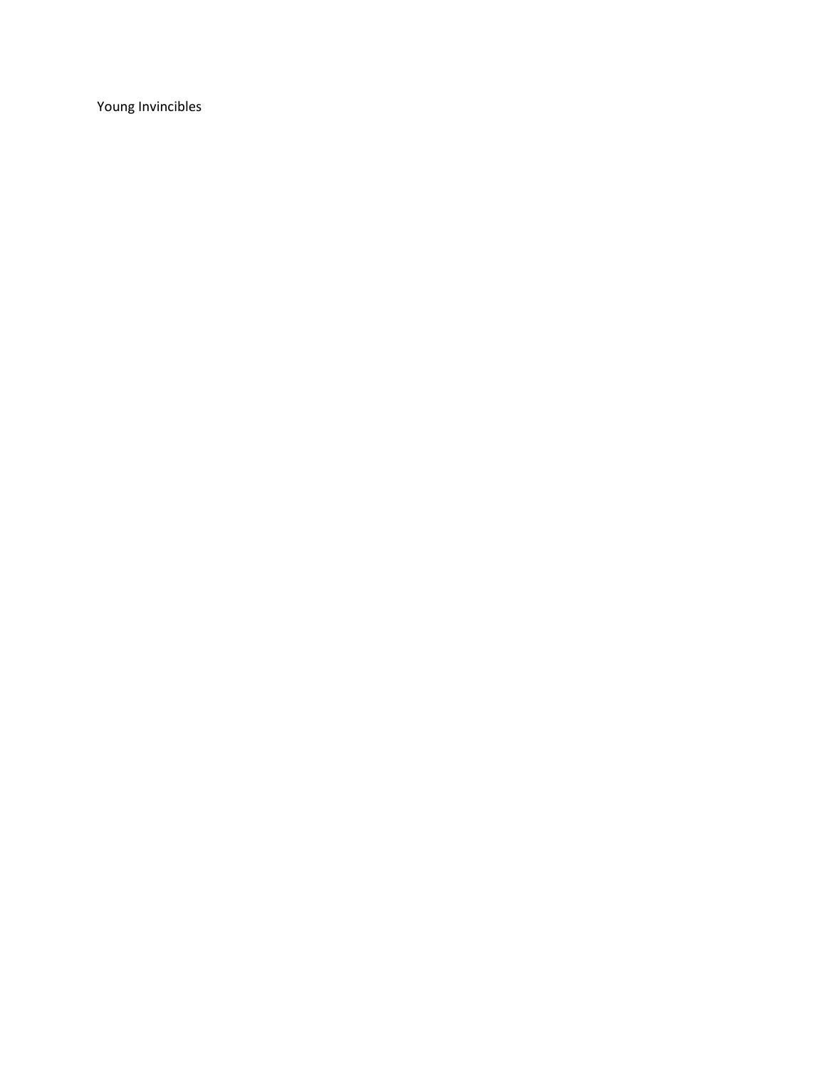Young Invincibles